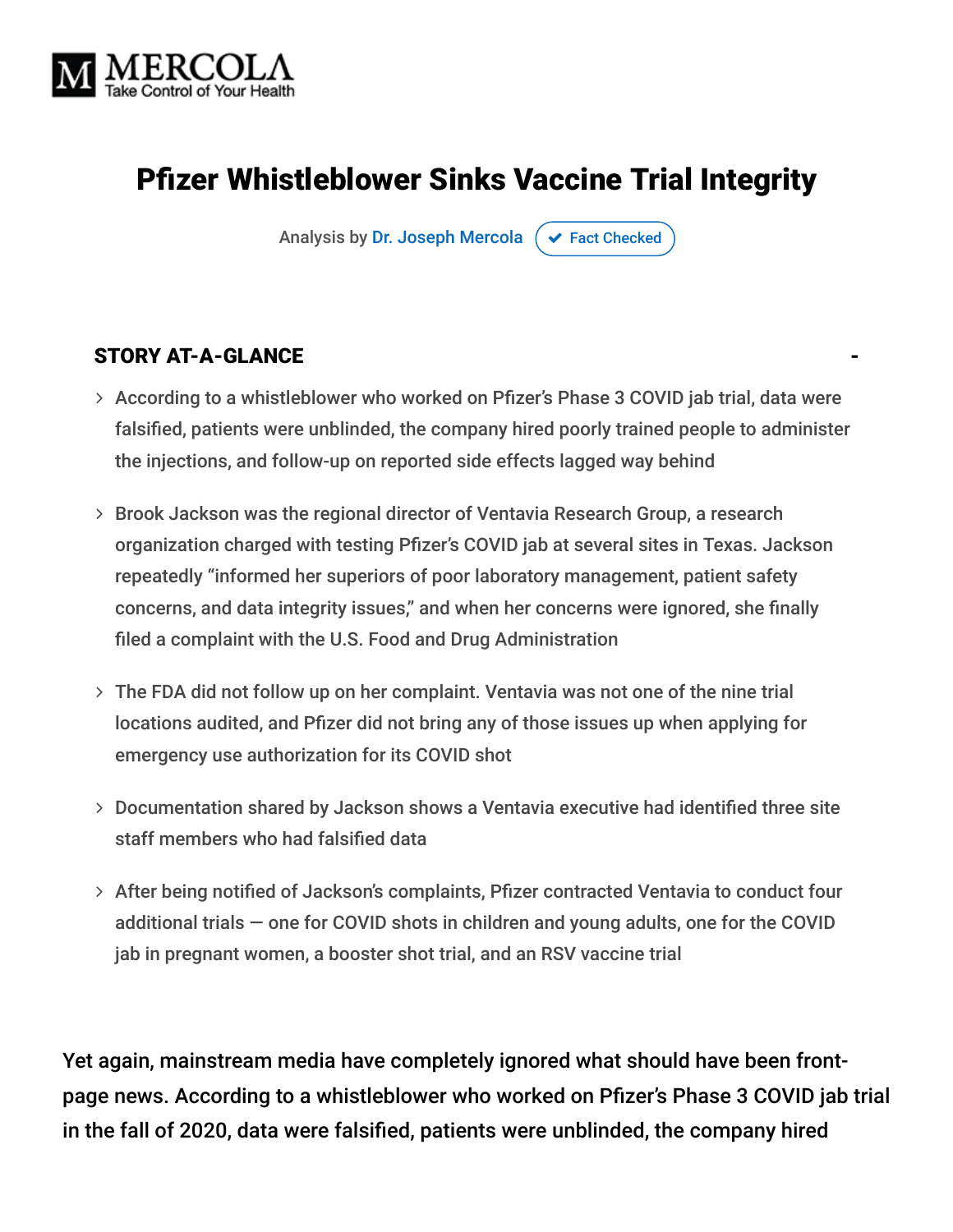MERCOLA
Take Control of Your Health

# Pfizer Whistleblower Sinks Vaccine Trial Integrity

Analysis by Dr. Joseph Mercola ✔ Fact Checked

**STORY AT-A-GLANCE**

- According to a whistleblower who worked on Pfizer's Phase 3 COVID jab trial, data were falsified, patients were unblinded, the company hired poorly trained people to administer the injections, and follow-up on reported side effects lagged way behind
- Brook Jackson was the regional director of Ventavia Research Group, a research organization charged with testing Pfizer's COVID jab at several sites in Texas. Jackson repeatedly "informed her superiors of poor laboratory management, patient safety concerns, and data integrity issues," and when her concerns were ignored, she finally filed a complaint with the U.S. Food and Drug Administration
- The FDA did not follow up on her complaint. Ventavia was not one of the nine trial locations audited, and Pfizer did not bring any of those issues up when applying for emergency use authorization for its COVID shot
- Documentation shared by Jackson shows a Ventavia executive had identified three site staff members who had falsified data
- After being notified of Jackson's complaints, Pfizer contracted Ventavia to conduct four additional trials — one for COVID shots in children and young adults, one for the COVID jab in pregnant women, a booster shot trial, and an RSV vaccine trial

Yet again, mainstream media have completely ignored what should have been front-page news. According to a whistleblower who worked on Pfizer's Phase 3 COVID jab trial in the fall of 2020, data were falsified, patients were unblinded, the company hired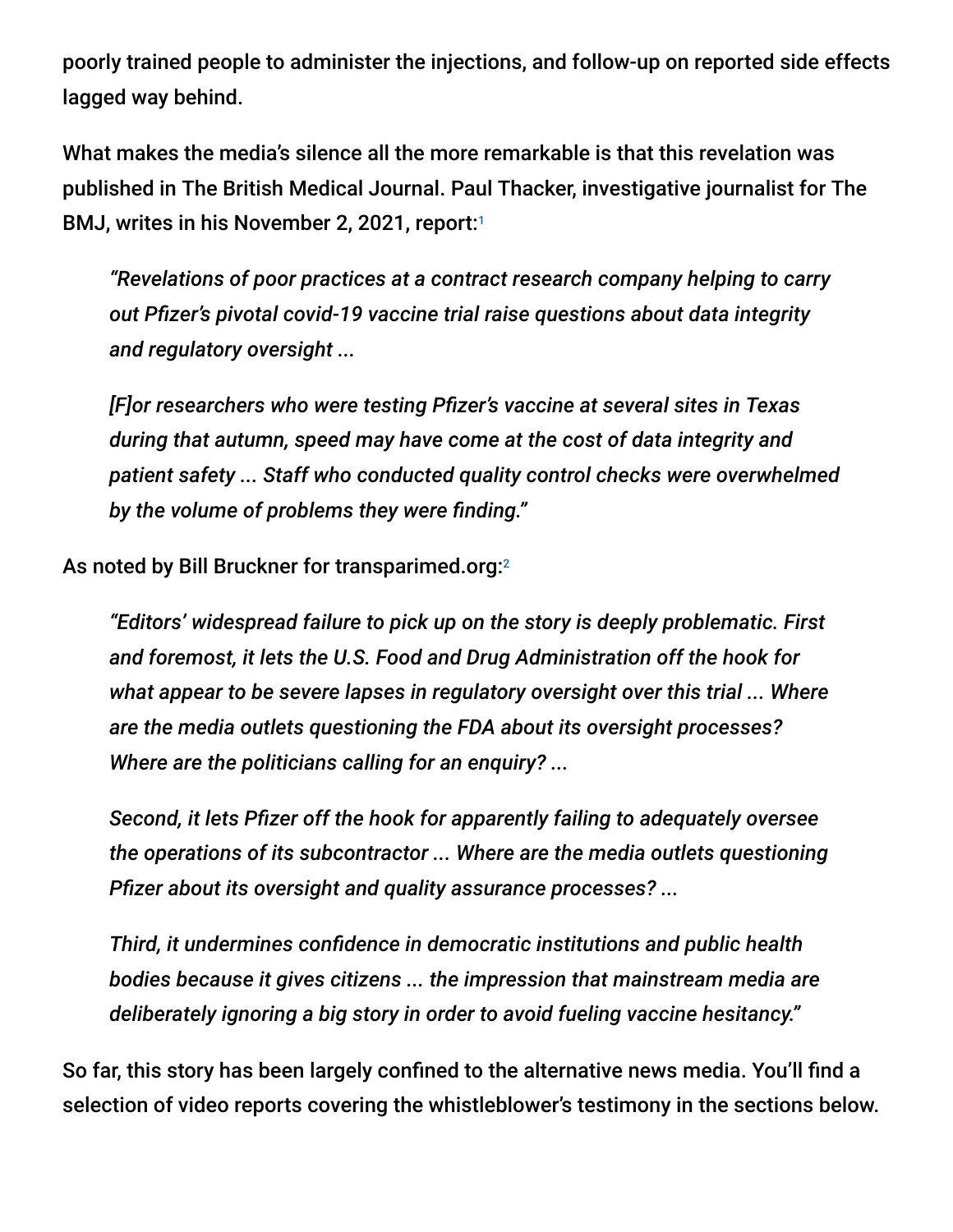poorly trained people to administer the injections, and follow-up on reported side effects lagged way behind.

What makes the media's silence all the more remarkable is that this revelation was published in The British Medical Journal. Paul Thacker, investigative journalist for The BMJ, writes in his November 2, 2021, report:[1]

> *"Revelations of poor practices at a contract research company helping to carry out Pfizer's pivotal covid-19 vaccine trial raise questions about data integrity and regulatory oversight ...*
>
> *[F]or researchers who were testing Pfizer's vaccine at several sites in Texas during that autumn, speed may have come at the cost of data integrity and patient safety ... Staff who conducted quality control checks were overwhelmed by the volume of problems they were finding."*

As noted by Bill Bruckner for transparimed.org:[2]

> *"Editors' widespread failure to pick up on the story is deeply problematic. First and foremost, it lets the U.S. Food and Drug Administration off the hook for what appear to be severe lapses in regulatory oversight over this trial ... Where are the media outlets questioning the FDA about its oversight processes? Where are the politicians calling for an enquiry? ...*
>
> *Second, it lets Pfizer off the hook for apparently failing to adequately oversee the operations of its subcontractor ... Where are the media outlets questioning Pfizer about its oversight and quality assurance processes? ...*
>
> *Third, it undermines confidence in democratic institutions and public health bodies because it gives citizens ... the impression that mainstream media are deliberately ignoring a big story in order to avoid fueling vaccine hesitancy."*

So far, this story has been largely confined to the alternative news media. You'll find a selection of video reports covering the whistleblower's testimony in the sections below.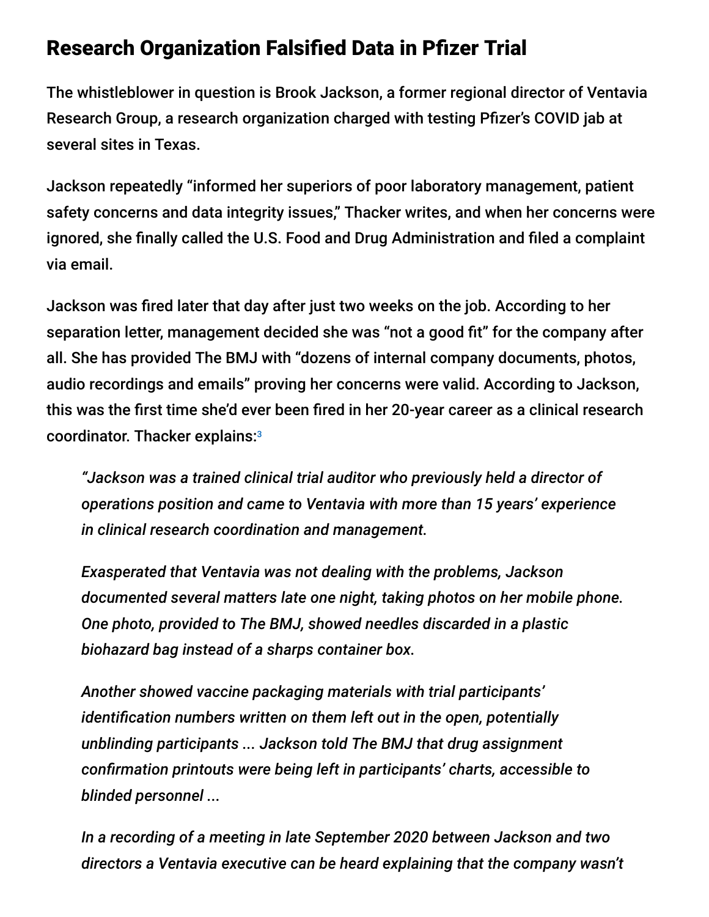## Research Organization Falsified Data in Pfizer Trial

The whistleblower in question is Brook Jackson, a former regional director of Ventavia Research Group, a research organization charged with testing Pfizer's COVID jab at several sites in Texas.

Jackson repeatedly "informed her superiors of poor laboratory management, patient safety concerns and data integrity issues," Thacker writes, and when her concerns were ignored, she finally called the U.S. Food and Drug Administration and filed a complaint via email.

Jackson was fired later that day after just two weeks on the job. According to her separation letter, management decided she was "not a good fit" for the company after all. She has provided The BMJ with "dozens of internal company documents, photos, audio recordings and emails" proving her concerns were valid. According to Jackson, this was the first time she'd ever been fired in her 20-year career as a clinical research coordinator. Thacker explains:[3]

> *"Jackson was a trained clinical trial auditor who previously held a director of operations position and came to Ventavia with more than 15 years' experience in clinical research coordination and management.*
>
> *Exasperated that Ventavia was not dealing with the problems, Jackson documented several matters late one night, taking photos on her mobile phone. One photo, provided to The BMJ, showed needles discarded in a plastic biohazard bag instead of a sharps container box.*
>
> *Another showed vaccine packaging materials with trial participants' identification numbers written on them left out in the open, potentially unblinding participants ... Jackson told The BMJ that drug assignment confirmation printouts were being left in participants' charts, accessible to blinded personnel ...*
>
> *In a recording of a meeting in late September 2020 between Jackson and two directors a Ventavia executive can be heard explaining that the company wasn't*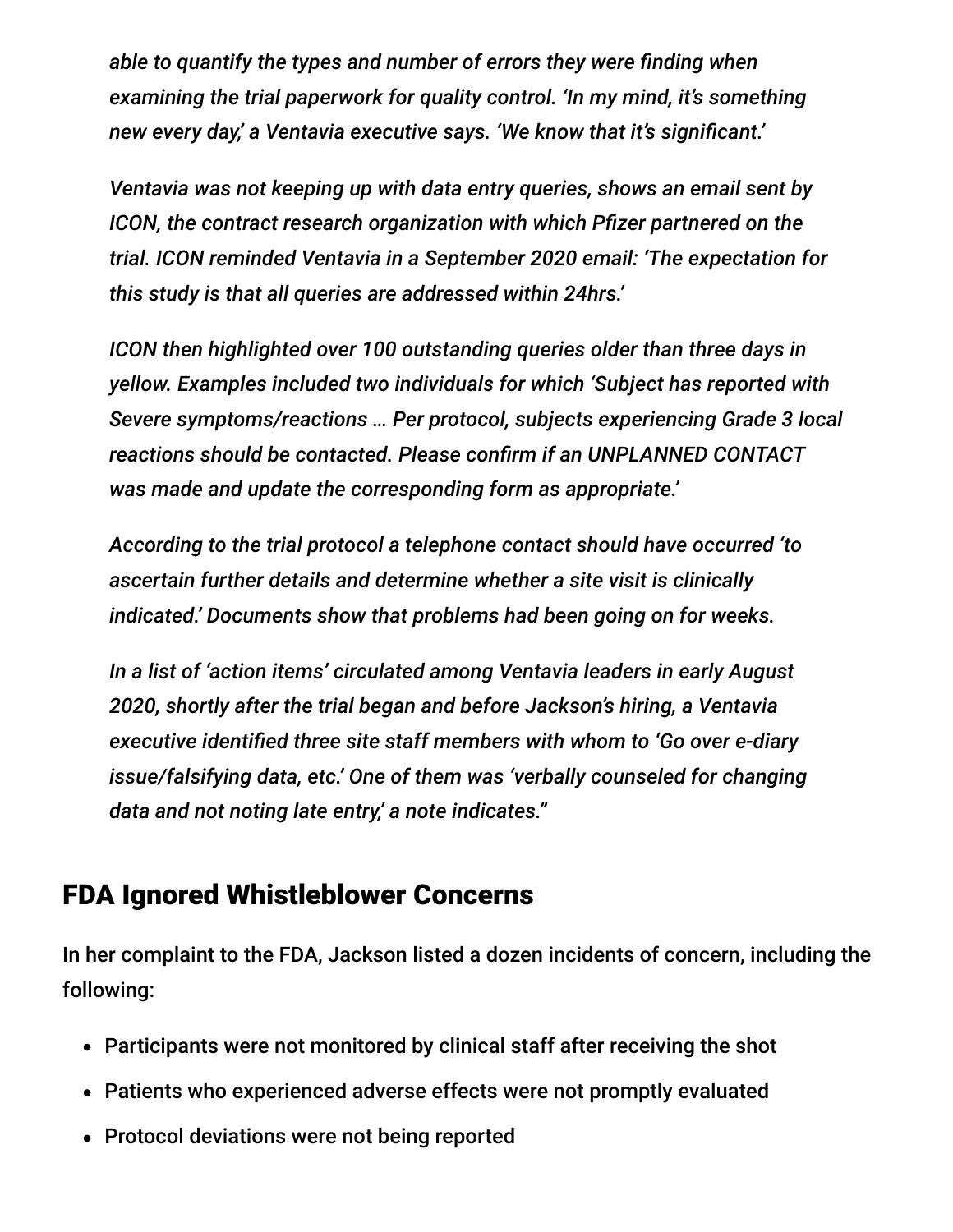*able to quantify the types and number of errors they were finding when examining the trial paperwork for quality control. 'In my mind, it's something new every day,' a Ventavia executive says. 'We know that it's significant.'*

*Ventavia was not keeping up with data entry queries, shows an email sent by ICON, the contract research organization with which Pfizer partnered on the trial. ICON reminded Ventavia in a September 2020 email: 'The expectation for this study is that all queries are addressed within 24hrs.'*

*ICON then highlighted over 100 outstanding queries older than three days in yellow. Examples included two individuals for which 'Subject has reported with Severe symptoms/reactions … Per protocol, subjects experiencing Grade 3 local reactions should be contacted. Please confirm if an UNPLANNED CONTACT was made and update the corresponding form as appropriate.'*

*According to the trial protocol a telephone contact should have occurred 'to ascertain further details and determine whether a site visit is clinically indicated.' Documents show that problems had been going on for weeks.*

*In a list of 'action items' circulated among Ventavia leaders in early August 2020, shortly after the trial began and before Jackson's hiring, a Ventavia executive identified three site staff members with whom to 'Go over e-diary issue/falsifying data, etc.' One of them was 'verbally counseled for changing data and not noting late entry,' a note indicates."*

## FDA Ignored Whistleblower Concerns

In her complaint to the FDA, Jackson listed a dozen incidents of concern, including the following:

- Participants were not monitored by clinical staff after receiving the shot
- Patients who experienced adverse effects were not promptly evaluated
- Protocol deviations were not being reported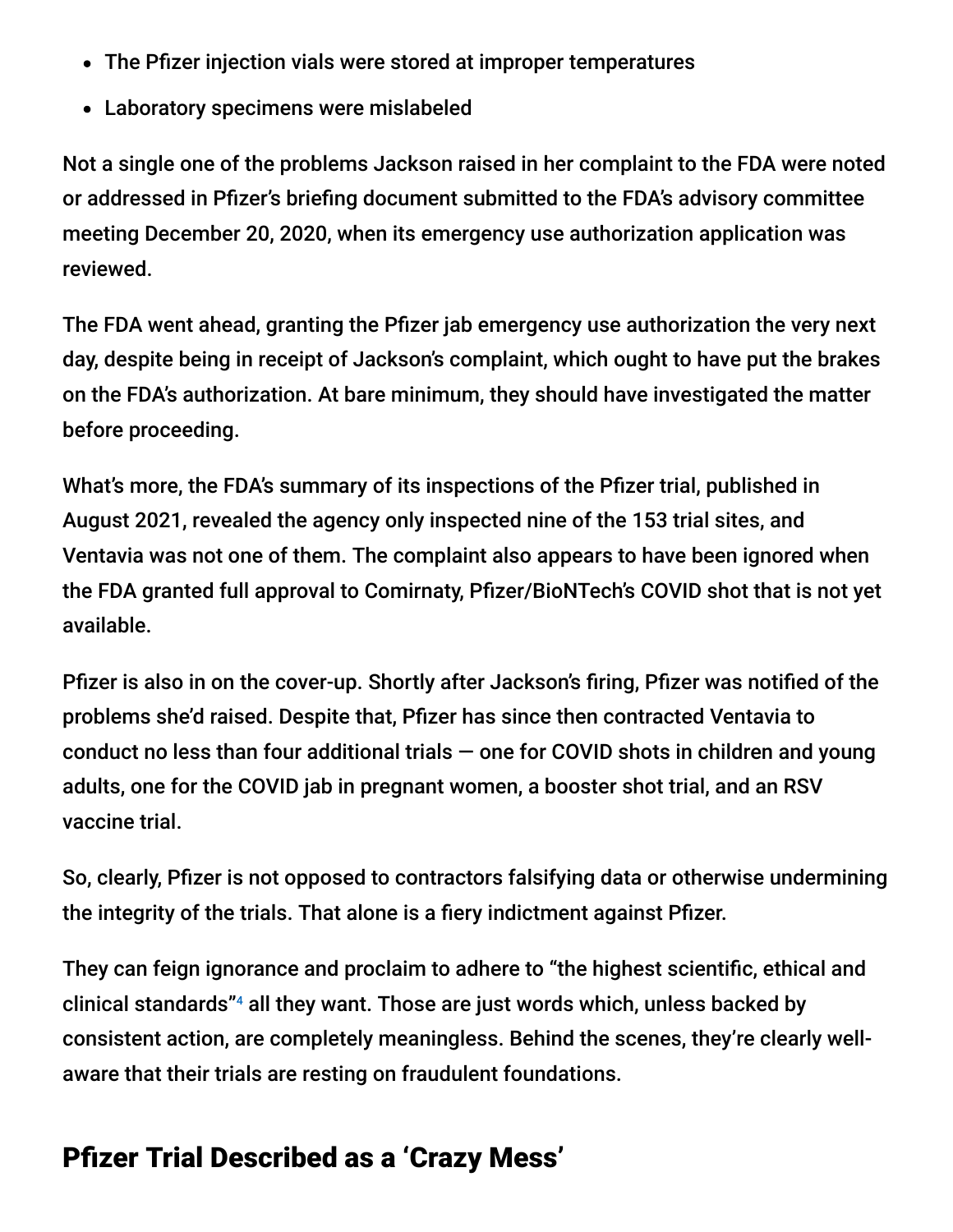- The Pfizer injection vials were stored at improper temperatures
- Laboratory specimens were mislabeled

Not a single one of the problems Jackson raised in her complaint to the FDA were noted or addressed in Pfizer's briefing document submitted to the FDA's advisory committee meeting December 20, 2020, when its emergency use authorization application was reviewed.

The FDA went ahead, granting the Pfizer jab emergency use authorization the very next day, despite being in receipt of Jackson's complaint, which ought to have put the brakes on the FDA's authorization. At bare minimum, they should have investigated the matter before proceeding.

What's more, the FDA's summary of its inspections of the Pfizer trial, published in August 2021, revealed the agency only inspected nine of the 153 trial sites, and Ventavia was not one of them. The complaint also appears to have been ignored when the FDA granted full approval to Comirnaty, Pfizer/BioNTech's COVID shot that is not yet available.

Pfizer is also in on the cover-up. Shortly after Jackson's firing, Pfizer was notified of the problems she'd raised. Despite that, Pfizer has since then contracted Ventavia to conduct no less than four additional trials — one for COVID shots in children and young adults, one for the COVID jab in pregnant women, a booster shot trial, and an RSV vaccine trial.

So, clearly, Pfizer is not opposed to contractors falsifying data or otherwise undermining the integrity of the trials. That alone is a fiery indictment against Pfizer.

They can feign ignorance and proclaim to adhere to "the highest scientific, ethical and clinical standards"[4] all they want. Those are just words which, unless backed by consistent action, are completely meaningless. Behind the scenes, they're clearly well-aware that their trials are resting on fraudulent foundations.

## Pfizer Trial Described as a 'Crazy Mess'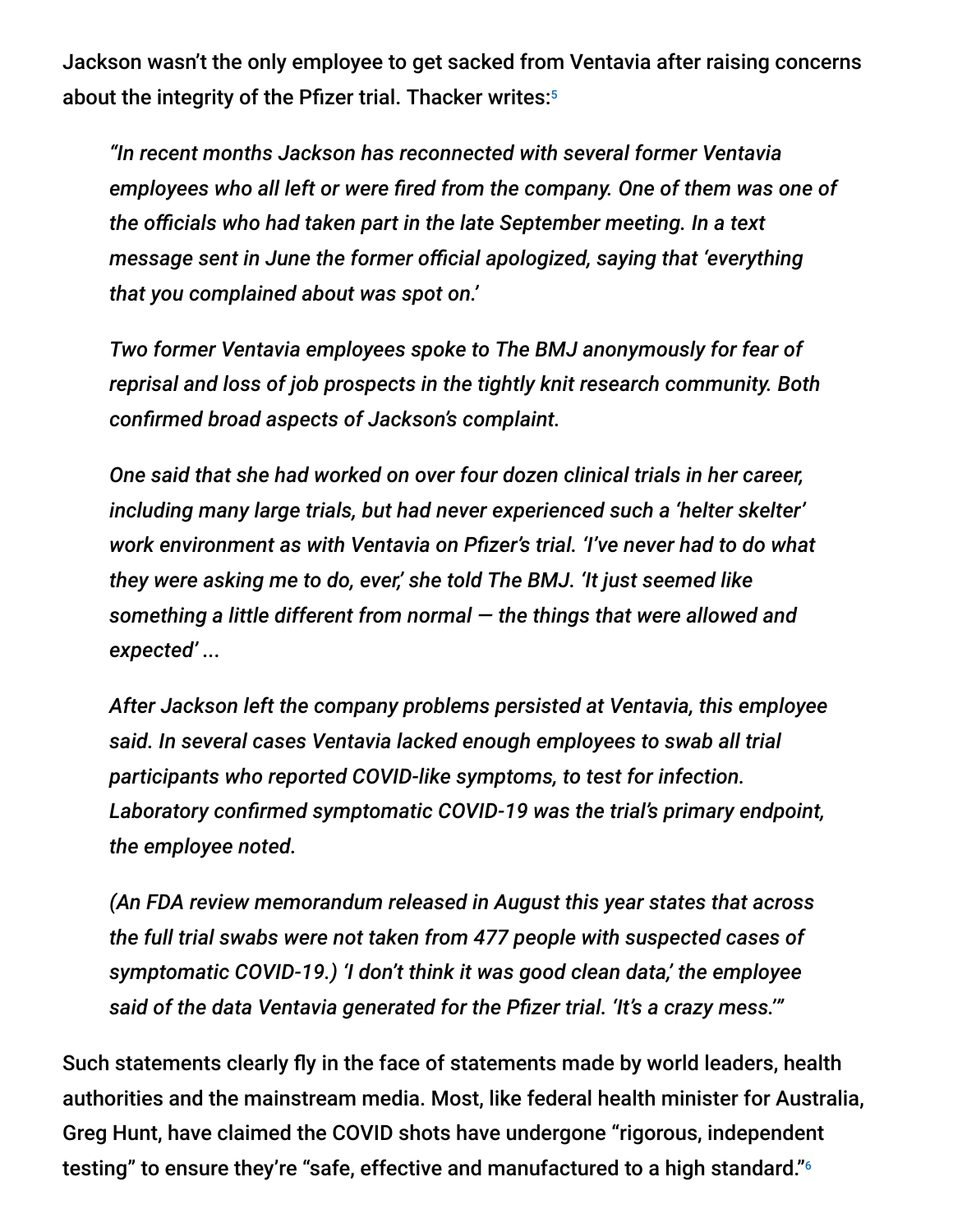Jackson wasn't the only employee to get sacked from Ventavia after raising concerns about the integrity of the Pfizer trial. Thacker writes:[5]

> *"In recent months Jackson has reconnected with several former Ventavia employees who all left or were fired from the company. One of them was one of the officials who had taken part in the late September meeting. In a text message sent in June the former official apologized, saying that 'everything that you complained about was spot on.'*
>
> *Two former Ventavia employees spoke to The BMJ anonymously for fear of reprisal and loss of job prospects in the tightly knit research community. Both confirmed broad aspects of Jackson's complaint.*
>
> *One said that she had worked on over four dozen clinical trials in her career, including many large trials, but had never experienced such a 'helter skelter' work environment as with Ventavia on Pfizer's trial. 'I've never had to do what they were asking me to do, ever,' she told The BMJ. 'It just seemed like something a little different from normal — the things that were allowed and expected' ...*
>
> *After Jackson left the company problems persisted at Ventavia, this employee said. In several cases Ventavia lacked enough employees to swab all trial participants who reported COVID-like symptoms, to test for infection. Laboratory confirmed symptomatic COVID-19 was the trial's primary endpoint, the employee noted.*
>
> *(An FDA review memorandum released in August this year states that across the full trial swabs were not taken from 477 people with suspected cases of symptomatic COVID-19.) 'I don't think it was good clean data,' the employee said of the data Ventavia generated for the Pfizer trial. 'It's a crazy mess.'"*

Such statements clearly fly in the face of statements made by world leaders, health authorities and the mainstream media. Most, like federal health minister for Australia, Greg Hunt, have claimed the COVID shots have undergone "rigorous, independent testing" to ensure they're "safe, effective and manufactured to a high standard."[6]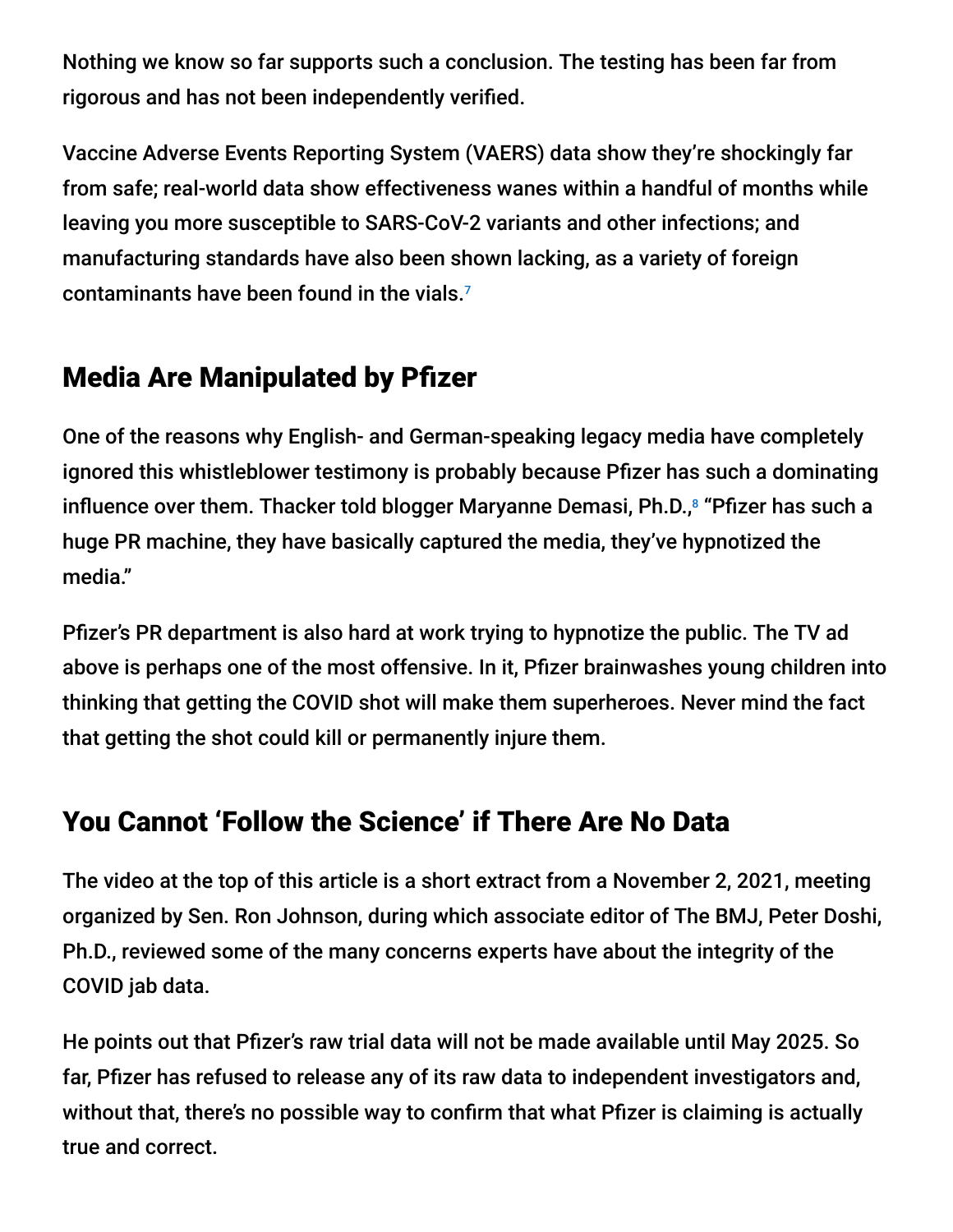Nothing we know so far supports such a conclusion. The testing has been far from rigorous and has not been independently verified.

Vaccine Adverse Events Reporting System (VAERS) data show they're shockingly far from safe; real-world data show effectiveness wanes within a handful of months while leaving you more susceptible to SARS-CoV-2 variants and other infections; and manufacturing standards have also been shown lacking, as a variety of foreign contaminants have been found in the vials.[7]

## Media Are Manipulated by Pfizer

One of the reasons why English- and German-speaking legacy media have completely ignored this whistleblower testimony is probably because Pfizer has such a dominating influence over them. Thacker told blogger Maryanne Demasi, Ph.D.,[8] "Pfizer has such a huge PR machine, they have basically captured the media, they've hypnotized the media."

Pfizer's PR department is also hard at work trying to hypnotize the public. The TV ad above is perhaps one of the most offensive. In it, Pfizer brainwashes young children into thinking that getting the COVID shot will make them superheroes. Never mind the fact that getting the shot could kill or permanently injure them.

## You Cannot 'Follow the Science' if There Are No Data

The video at the top of this article is a short extract from a November 2, 2021, meeting organized by Sen. Ron Johnson, during which associate editor of The BMJ, Peter Doshi, Ph.D., reviewed some of the many concerns experts have about the integrity of the COVID jab data.

He points out that Pfizer's raw trial data will not be made available until May 2025. So far, Pfizer has refused to release any of its raw data to independent investigators and, without that, there's no possible way to confirm that what Pfizer is claiming is actually true and correct.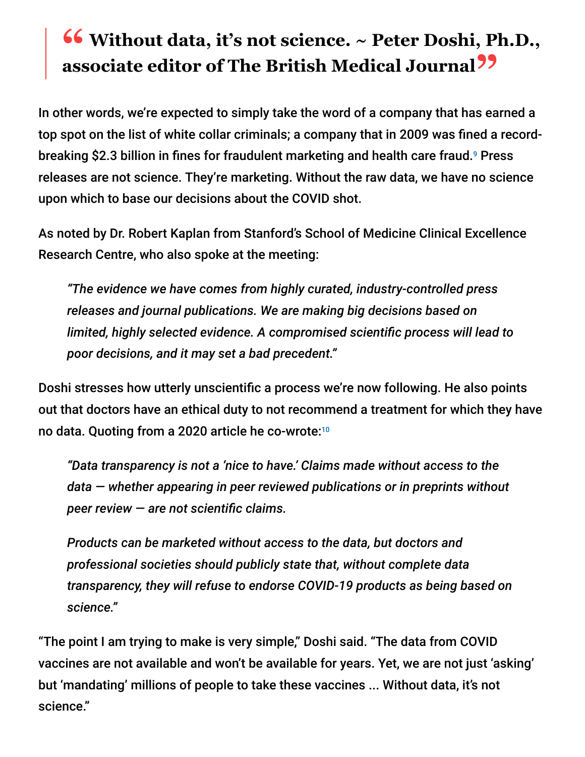> **Without data, it's not science. ~ Peter Doshi, Ph.D., associate editor of The British Medical Journal**

In other words, we're expected to simply take the word of a company that has earned a top spot on the list of white collar criminals; a company that in 2009 was fined a record-breaking $2.3 billion in fines for fraudulent marketing and health care fraud.[9] Press releases are not science. They're marketing. Without the raw data, we have no science upon which to base our decisions about the COVID shot.

As noted by Dr. Robert Kaplan from Stanford's School of Medicine Clinical Excellence Research Centre, who also spoke at the meeting:

> *"The evidence we have comes from highly curated, industry-controlled press releases and journal publications. We are making big decisions based on limited, highly selected evidence. A compromised scientific process will lead to poor decisions, and it may set a bad precedent."*

Doshi stresses how utterly unscientific a process we're now following. He also points out that doctors have an ethical duty to not recommend a treatment for which they have no data. Quoting from a 2020 article he co-wrote:[10]

> *"Data transparency is not a 'nice to have.' Claims made without access to the data — whether appearing in peer reviewed publications or in preprints without peer review — are not scientific claims.*
>
> *Products can be marketed without access to the data, but doctors and professional societies should publicly state that, without complete data transparency, they will refuse to endorse COVID-19 products as being based on science."*

"The point I am trying to make is very simple," Doshi said. "The data from COVID vaccines are not available and won't be available for years. Yet, we are not just 'asking' but 'mandating' millions of people to take these vaccines ... Without data, it's not science."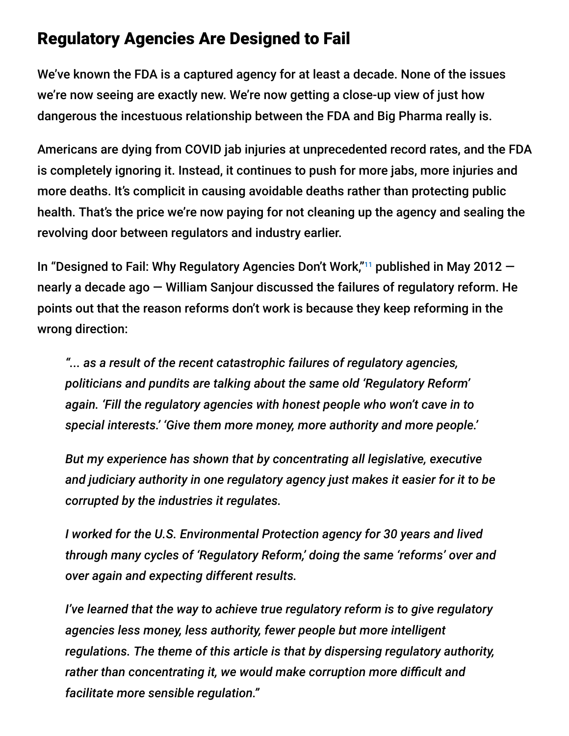## Regulatory Agencies Are Designed to Fail

We've known the FDA is a captured agency for at least a decade. None of the issues we're now seeing are exactly new. We're now getting a close-up view of just how dangerous the incestuous relationship between the FDA and Big Pharma really is.

Americans are dying from COVID jab injuries at unprecedented record rates, and the FDA is completely ignoring it. Instead, it continues to push for more jabs, more injuries and more deaths. It's complicit in causing avoidable deaths rather than protecting public health. That's the price we're now paying for not cleaning up the agency and sealing the revolving door between regulators and industry earlier.

In "Designed to Fail: Why Regulatory Agencies Don't Work,"[11] published in May 2012 — nearly a decade ago — William Sanjour discussed the failures of regulatory reform. He points out that the reason reforms don't work is because they keep reforming in the wrong direction:

> *"... as a result of the recent catastrophic failures of regulatory agencies, politicians and pundits are talking about the same old 'Regulatory Reform' again. 'Fill the regulatory agencies with honest people who won't cave in to special interests.' 'Give them more money, more authority and more people.'*
>
> *But my experience has shown that by concentrating all legislative, executive and judiciary authority in one regulatory agency just makes it easier for it to be corrupted by the industries it regulates.*
>
> *I worked for the U.S. Environmental Protection agency for 30 years and lived through many cycles of 'Regulatory Reform,' doing the same 'reforms' over and over again and expecting different results.*
>
> *I've learned that the way to achieve true regulatory reform is to give regulatory agencies less money, less authority, fewer people but more intelligent regulations. The theme of this article is that by dispersing regulatory authority, rather than concentrating it, we would make corruption more difficult and facilitate more sensible regulation."*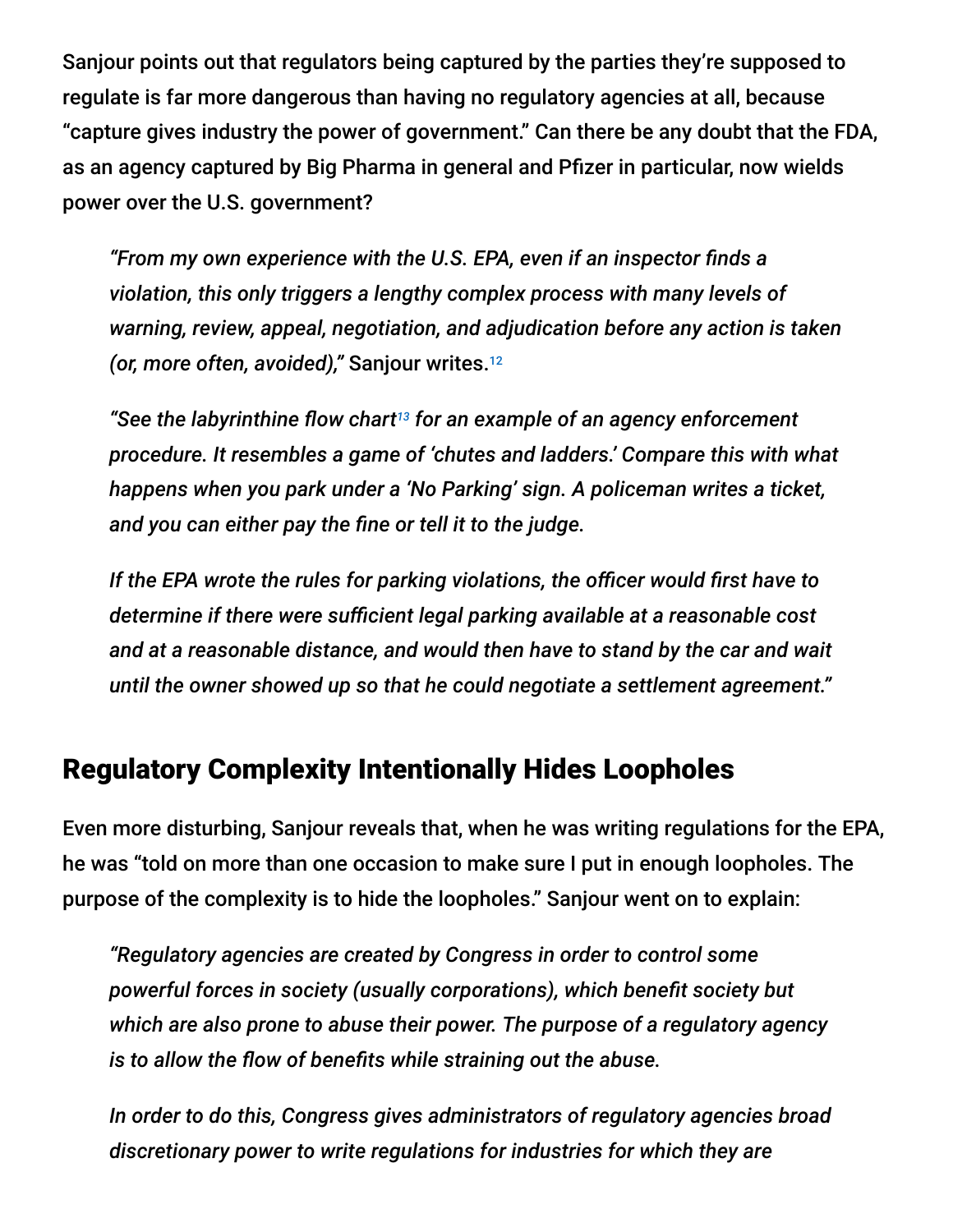Sanjour points out that regulators being captured by the parties they're supposed to regulate is far more dangerous than having no regulatory agencies at all, because "capture gives industry the power of government." Can there be any doubt that the FDA, as an agency captured by Big Pharma in general and Pfizer in particular, now wields power over the U.S. government?

> *"From my own experience with the U.S. EPA, even if an inspector finds a violation, this only triggers a lengthy complex process with many levels of warning, review, appeal, negotiation, and adjudication before any action is taken (or, more often, avoided),"* Sanjour writes.[12]
>
> *"See the labyrinthine flow chart[13] for an example of an agency enforcement procedure. It resembles a game of 'chutes and ladders.' Compare this with what happens when you park under a 'No Parking' sign. A policeman writes a ticket, and you can either pay the fine or tell it to the judge.*
>
> *If the EPA wrote the rules for parking violations, the officer would first have to determine if there were sufficient legal parking available at a reasonable cost and at a reasonable distance, and would then have to stand by the car and wait until the owner showed up so that he could negotiate a settlement agreement."*

## Regulatory Complexity Intentionally Hides Loopholes

Even more disturbing, Sanjour reveals that, when he was writing regulations for the EPA, he was "told on more than one occasion to make sure I put in enough loopholes. The purpose of the complexity is to hide the loopholes." Sanjour went on to explain:

> *"Regulatory agencies are created by Congress in order to control some powerful forces in society (usually corporations), which benefit society but which are also prone to abuse their power. The purpose of a regulatory agency is to allow the flow of benefits while straining out the abuse.*
>
> *In order to do this, Congress gives administrators of regulatory agencies broad discretionary power to write regulations for industries for which they are*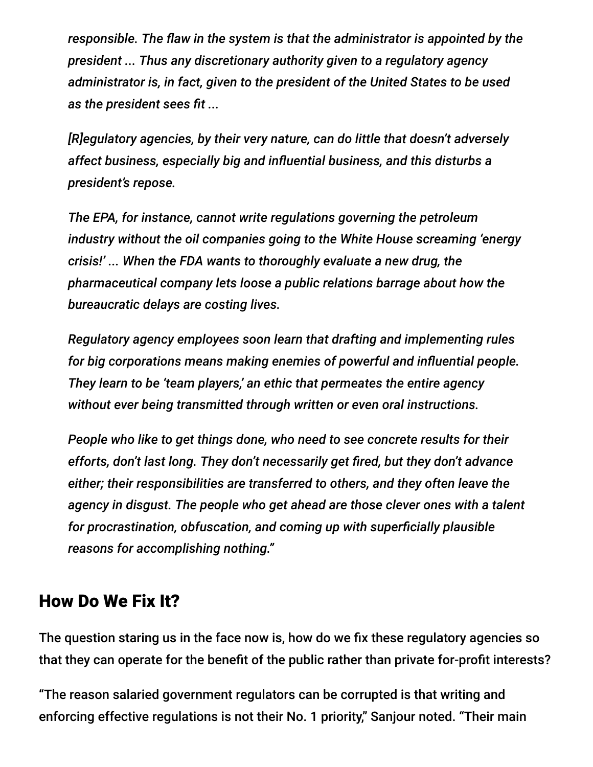> *responsible. The flaw in the system is that the administrator is appointed by the president ... Thus any discretionary authority given to a regulatory agency administrator is, in fact, given to the president of the United States to be used as the president sees fit ...*
>
> *[R]egulatory agencies, by their very nature, can do little that doesn't adversely affect business, especially big and influential business, and this disturbs a president's repose.*
>
> *The EPA, for instance, cannot write regulations governing the petroleum industry without the oil companies going to the White House screaming 'energy crisis!' ... When the FDA wants to thoroughly evaluate a new drug, the pharmaceutical company lets loose a public relations barrage about how the bureaucratic delays are costing lives.*
>
> *Regulatory agency employees soon learn that drafting and implementing rules for big corporations means making enemies of powerful and influential people. They learn to be 'team players,' an ethic that permeates the entire agency without ever being transmitted through written or even oral instructions.*
>
> *People who like to get things done, who need to see concrete results for their efforts, don't last long. They don't necessarily get fired, but they don't advance either; their responsibilities are transferred to others, and they often leave the agency in disgust. The people who get ahead are those clever ones with a talent for procrastination, obfuscation, and coming up with superficially plausible reasons for accomplishing nothing."*

## How Do We Fix It?

The question staring us in the face now is, how do we fix these regulatory agencies so that they can operate for the benefit of the public rather than private for-profit interests?

"The reason salaried government regulators can be corrupted is that writing and enforcing effective regulations is not their No. 1 priority," Sanjour noted. "Their main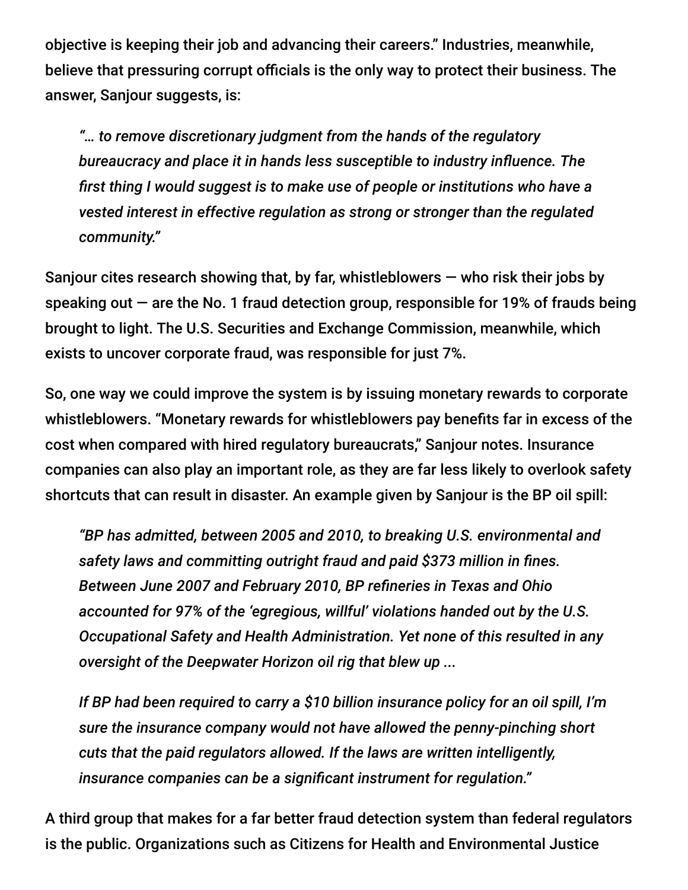objective is keeping their job and advancing their careers." Industries, meanwhile, believe that pressuring corrupt officials is the only way to protect their business. The answer, Sanjour suggests, is:

> *"… to remove discretionary judgment from the hands of the regulatory bureaucracy and place it in hands less susceptible to industry influence. The first thing I would suggest is to make use of people or institutions who have a vested interest in effective regulation as strong or stronger than the regulated community."*

Sanjour cites research showing that, by far, whistleblowers — who risk their jobs by speaking out — are the No. 1 fraud detection group, responsible for 19% of frauds being brought to light. The U.S. Securities and Exchange Commission, meanwhile, which exists to uncover corporate fraud, was responsible for just 7%.

So, one way we could improve the system is by issuing monetary rewards to corporate whistleblowers. "Monetary rewards for whistleblowers pay benefits far in excess of the cost when compared with hired regulatory bureaucrats," Sanjour notes. Insurance companies can also play an important role, as they are far less likely to overlook safety shortcuts that can result in disaster. An example given by Sanjour is the BP oil spill:

> *"BP has admitted, between 2005 and 2010, to breaking U.S. environmental and safety laws and committing outright fraud and paid $373 million in fines. Between June 2007 and February 2010, BP refineries in Texas and Ohio accounted for 97% of the 'egregious, willful' violations handed out by the U.S. Occupational Safety and Health Administration. Yet none of this resulted in any oversight of the Deepwater Horizon oil rig that blew up ...*
>
> *If BP had been required to carry a $10 billion insurance policy for an oil spill, I'm sure the insurance company would not have allowed the penny-pinching short cuts that the paid regulators allowed. If the laws are written intelligently, insurance companies can be a significant instrument for regulation."*

A third group that makes for a far better fraud detection system than federal regulators is the public. Organizations such as Citizens for Health and Environmental Justice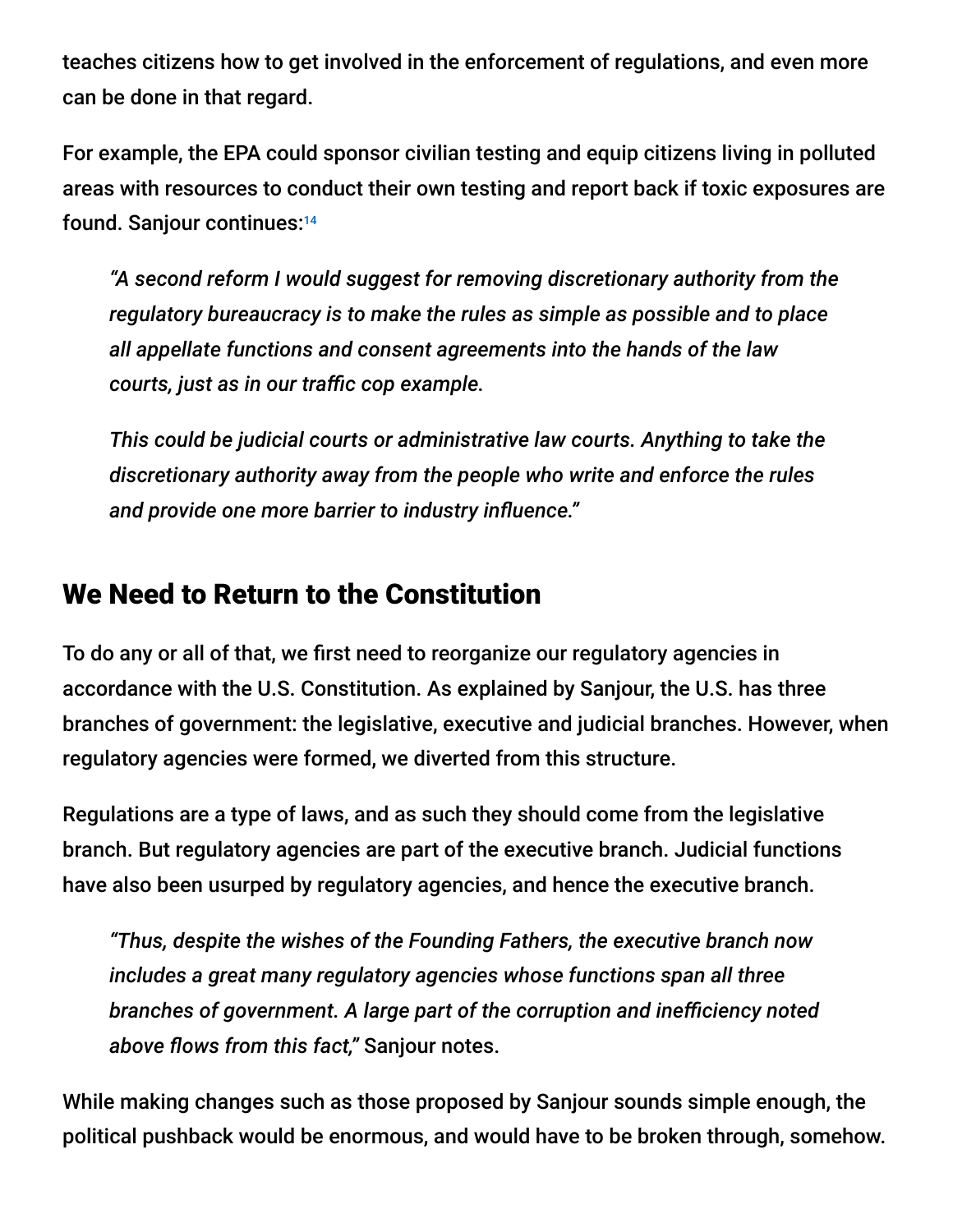teaches citizens how to get involved in the enforcement of regulations, and even more can be done in that regard.

For example, the EPA could sponsor civilian testing and equip citizens living in polluted areas with resources to conduct their own testing and report back if toxic exposures are found. Sanjour continues:[14]

> *"A second reform I would suggest for removing discretionary authority from the regulatory bureaucracy is to make the rules as simple as possible and to place all appellate functions and consent agreements into the hands of the law courts, just as in our traffic cop example.*
>
> *This could be judicial courts or administrative law courts. Anything to take the discretionary authority away from the people who write and enforce the rules and provide one more barrier to industry influence."*

## We Need to Return to the Constitution

To do any or all of that, we first need to reorganize our regulatory agencies in accordance with the U.S. Constitution. As explained by Sanjour, the U.S. has three branches of government: the legislative, executive and judicial branches. However, when regulatory agencies were formed, we diverted from this structure.

Regulations are a type of laws, and as such they should come from the legislative branch. But regulatory agencies are part of the executive branch. Judicial functions have also been usurped by regulatory agencies, and hence the executive branch.

> *"Thus, despite the wishes of the Founding Fathers, the executive branch now includes a great many regulatory agencies whose functions span all three branches of government. A large part of the corruption and inefficiency noted above flows from this fact,"* Sanjour notes.

While making changes such as those proposed by Sanjour sounds simple enough, the political pushback would be enormous, and would have to be broken through, somehow.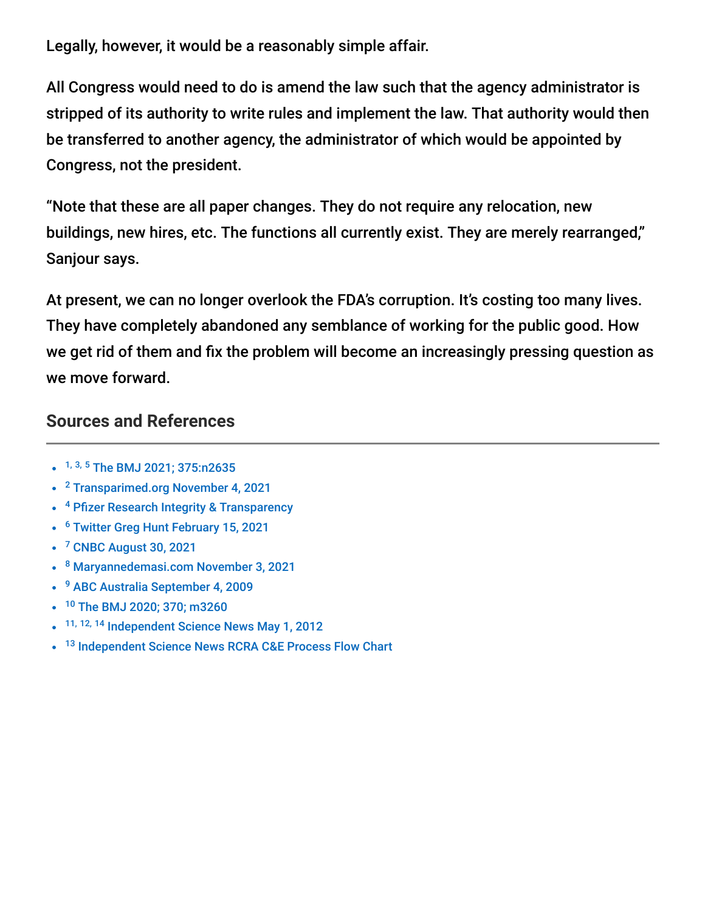Legally, however, it would be a reasonably simple affair.

All Congress would need to do is amend the law such that the agency administrator is stripped of its authority to write rules and implement the law. That authority would then be transferred to another agency, the administrator of which would be appointed by Congress, not the president.

"Note that these are all paper changes. They do not require any relocation, new buildings, new hires, etc. The functions all currently exist. They are merely rearranged," Sanjour says.

At present, we can no longer overlook the FDA's corruption. It's costing too many lives. They have completely abandoned any semblance of working for the public good. How we get rid of them and fix the problem will become an increasingly pressing question as we move forward.

## Sources and References

- [1, 3, 5] The BMJ 2021; 375:n2635
- [2] Transparimed.org November 4, 2021
- [4] Pfizer Research Integrity & Transparency
- [6] Twitter Greg Hunt February 15, 2021
- [7] CNBC August 30, 2021
- [8] Maryannedemasi.com November 3, 2021
- [9] ABC Australia September 4, 2009
- [10] The BMJ 2020; 370; m3260
- [11, 12, 14] Independent Science News May 1, 2012
- [13] Independent Science News RCRA C&E Process Flow Chart